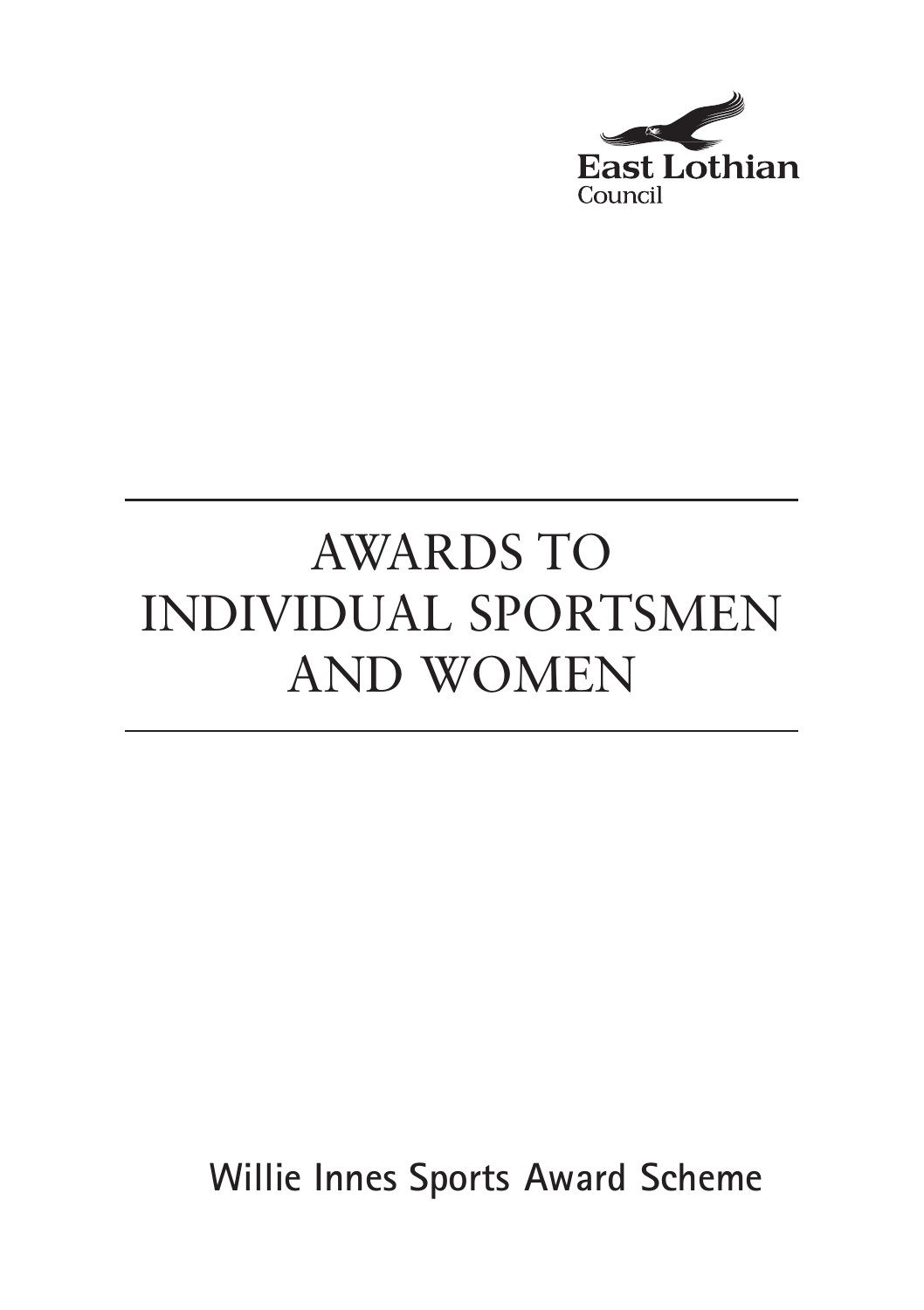East Lothian Council

# AWARDS TO INDIVIDUAL SPORTSMEN AND WOMEN

**Willie Innes Sports Award Scheme**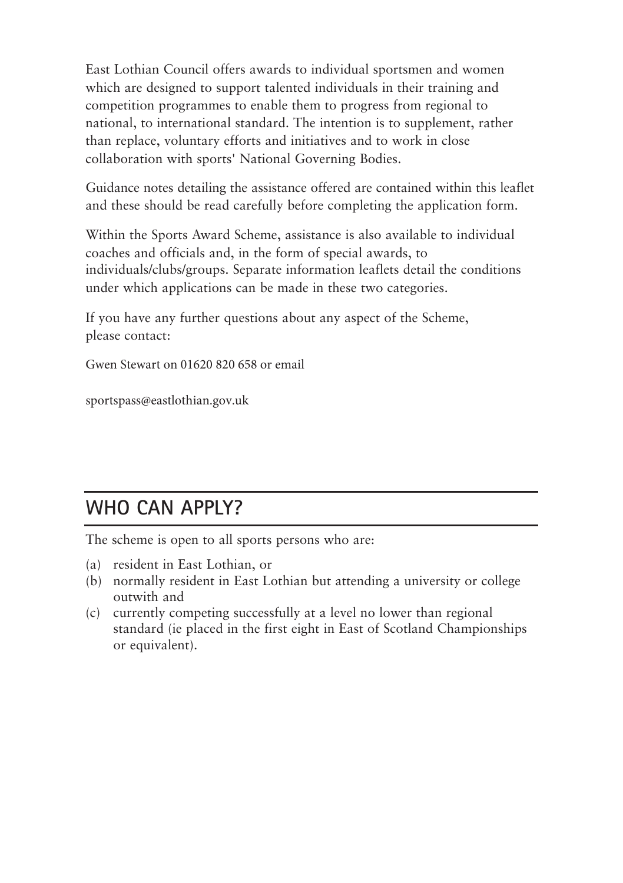East Lothian Council offers awards to individual sportsmen and women which are designed to support talented individuals in their training and competition programmes to enable them to progress from regional to national, to international standard. The intention is to supplement, rather than replace, voluntary efforts and initiatives and to work in close collaboration with sports' National Governing Bodies.

Guidance notes detailing the assistance offered are contained within this leaflet and these should be read carefully before completing the application form.

Within the Sports Award Scheme, assistance is also available to individual coaches and officials and, in the form of special awards, to individuals/clubs/groups. Separate information leaflets detail the conditions under which applications can be made in these two categories.

If you have any further questions about any aspect of the Scheme, please contact:

Gwen Stewart on 01620 820 658 or email

sportspass@eastlothian.gov.uk

## WHO CAN APPLY?

The scheme is open to all sports persons who are:

(a) resident in East Lothian, or
(b) normally resident in East Lothian but attending a university or college outwith and
(c) currently competing successfully at a level no lower than regional standard (ie placed in the first eight in East of Scotland Championships or equivalent).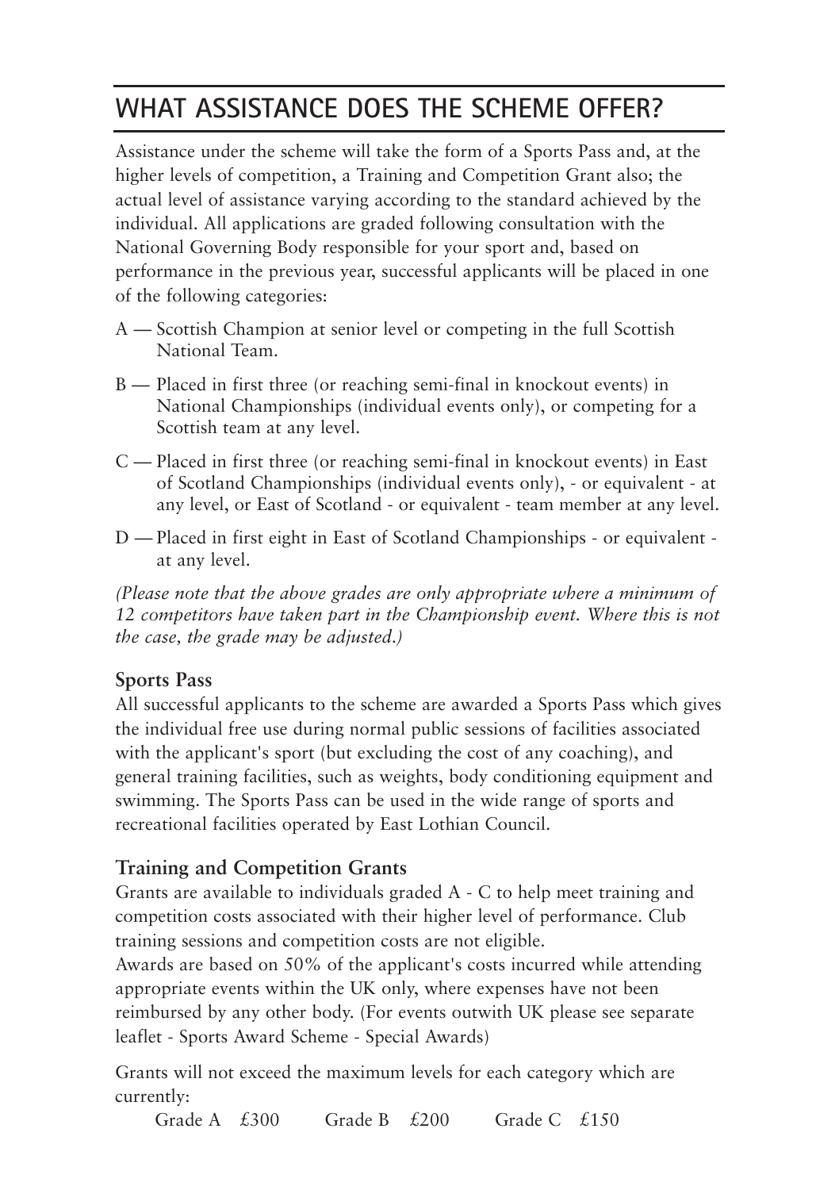# WHAT ASSISTANCE DOES THE SCHEME OFFER?

Assistance under the scheme will take the form of a Sports Pass and, at the higher levels of competition, a Training and Competition Grant also; the actual level of assistance varying according to the standard achieved by the individual. All applications are graded following consultation with the National Governing Body responsible for your sport and, based on performance in the previous year, successful applicants will be placed in one of the following categories:

- A — Scottish Champion at senior level or competing in the full Scottish National Team.
- B — Placed in first three (or reaching semi-final in knockout events) in National Championships (individual events only), or competing for a Scottish team at any level.
- C — Placed in first three (or reaching semi-final in knockout events) in East of Scotland Championships (individual events only), - or equivalent - at any level, or East of Scotland - or equivalent - team member at any level.
- D — Placed in first eight in East of Scotland Championships - or equivalent - at any level.

*(Please note that the above grades are only appropriate where a minimum of 12 competitors have taken part in the Championship event. Where this is not the case, the grade may be adjusted.)*

### Sports Pass

All successful applicants to the scheme are awarded a Sports Pass which gives the individual free use during normal public sessions of facilities associated with the applicant's sport (but excluding the cost of any coaching), and general training facilities, such as weights, body conditioning equipment and swimming. The Sports Pass can be used in the wide range of sports and recreational facilities operated by East Lothian Council.

### Training and Competition Grants

Grants are available to individuals graded A - C to help meet training and competition costs associated with their higher level of performance. Club training sessions and competition costs are not eligible.

Awards are based on 50% of the applicant's costs incurred while attending appropriate events within the UK only, where expenses have not been reimbursed by any other body. (For events outwith UK please see separate leaflet - Sports Award Scheme - Special Awards)

Grants will not exceed the maximum levels for each category which are currently:

Grade A £300    Grade B £200    Grade C £150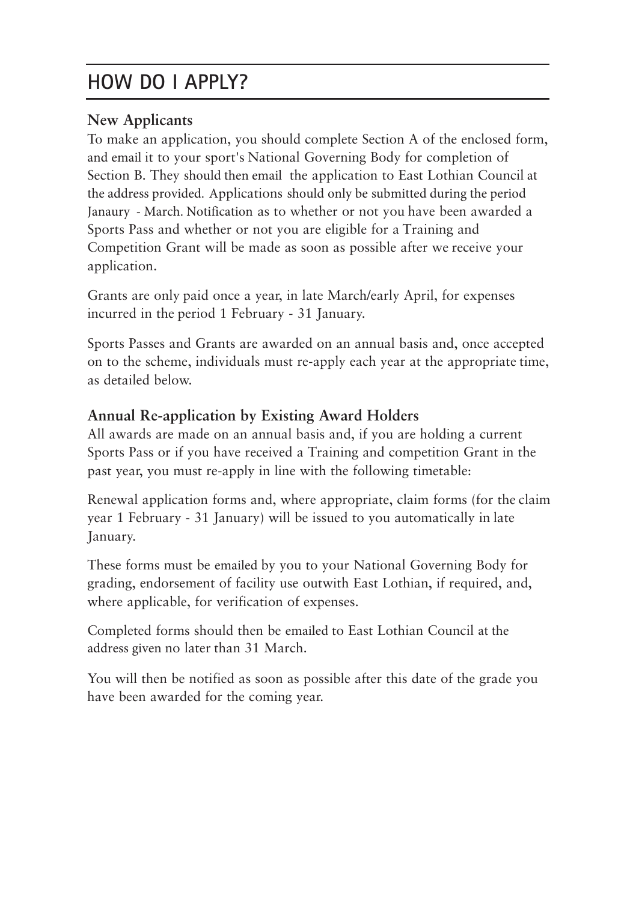# HOW DO I APPLY?

## New Applicants

To make an application, you should complete Section A of the enclosed form, and email it to your sport's National Governing Body for completion of Section B. They should then email the application to East Lothian Council at the address provided. Applications should only be submitted during the period Janaury - March. Notification as to whether or not you have been awarded a Sports Pass and whether or not you are eligible for a Training and Competition Grant will be made as soon as possible after we receive your application.

Grants are only paid once a year, in late March/early April, for expenses incurred in the period 1 February - 31 January.

Sports Passes and Grants are awarded on an annual basis and, once accepted on to the scheme, individuals must re-apply each year at the appropriate time, as detailed below.

## Annual Re-application by Existing Award Holders

All awards are made on an annual basis and, if you are holding a current Sports Pass or if you have received a Training and competition Grant in the past year, you must re-apply in line with the following timetable:

Renewal application forms and, where appropriate, claim forms (for the claim year 1 February - 31 January) will be issued to you automatically in late January.

These forms must be emailed by you to your National Governing Body for grading, endorsement of facility use outwith East Lothian, if required, and, where applicable, for verification of expenses.

Completed forms should then be emailed to East Lothian Council at the address given no later than 31 March.

You will then be notified as soon as possible after this date of the grade you have been awarded for the coming year.